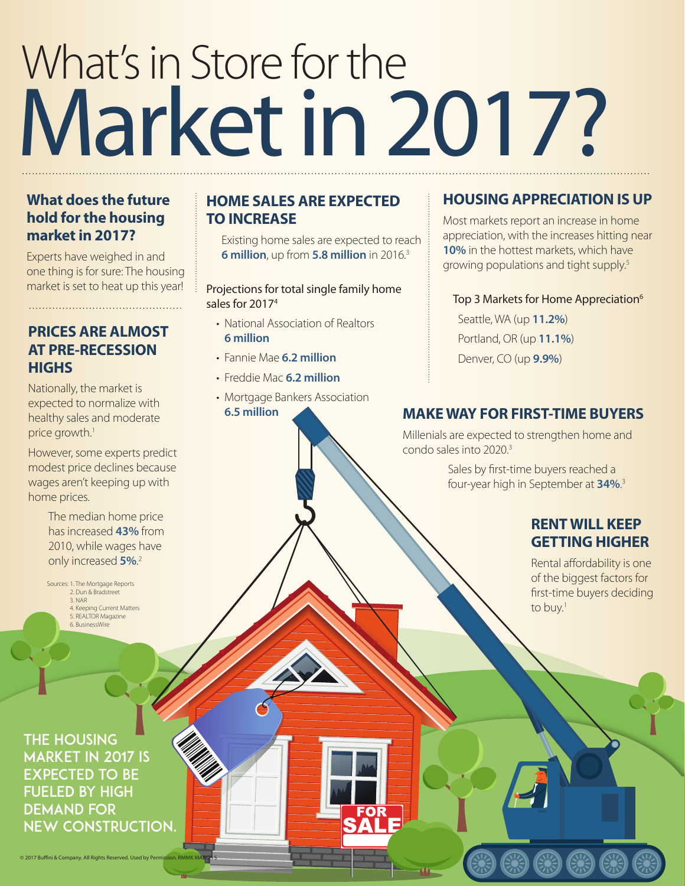# What's in Store for the Market in 2017?

## What does the future hold for the housing market in 2017?

Experts have weighed in and one thing is for sure: The housing market is set to heat up this year!

## PRICES ARE ALMOST AT PRE-RECESSION HIGHS

Nationally, the market is expected to normalize with healthy sales and moderate price growth.[1]

However, some experts predict modest price declines because wages aren't keeping up with home prices.

The median home price has increased **43%** from 2010, while wages have only increased **5%**.[2]

Sources: 1. The Mortgage Reports
2. Dun & Bradstreet
3. NAR
4. Keeping Current Matters
5. REALTOR Magazine
6. BusinessWire

## HOME SALES ARE EXPECTED TO INCREASE

Existing home sales are expected to reach **6 million**, up from **5.8 million** in 2016.[3]

Projections for total single family home sales for 2017[4]

- National Association of Realtors **6 million**
- Fannie Mae **6.2 million**
- Freddie Mac **6.2 million**
- Mortgage Bankers Association **6.5 million**

## HOUSING APPRECIATION IS UP

Most markets report an increase in home appreciation, with the increases hitting near **10%** in the hottest markets, which have growing populations and tight supply.[5]

Top 3 Markets for Home Appreciation[6]

Seattle, WA (up **11.2%**)
Portland, OR (up **11.1%**)
Denver, CO (up **9.9%**)

## MAKE WAY FOR FIRST-TIME BUYERS

Millenials are expected to strengthen home and condo sales into 2020.[3]

Sales by first-time buyers reached a four-year high in September at **34%**.[3]

## RENT WILL KEEP GETTING HIGHER

Rental affordability is one of the biggest factors for first-time buyers deciding to buy.[1]

**THE HOUSING MARKET IN 2017 IS EXPECTED TO BE FUELED BY HIGH DEMAND FOR NEW CONSTRUCTION.**

© 2017 Buffini & Company. All Rights Reserved. Used by Permission. RMMK MARCH 5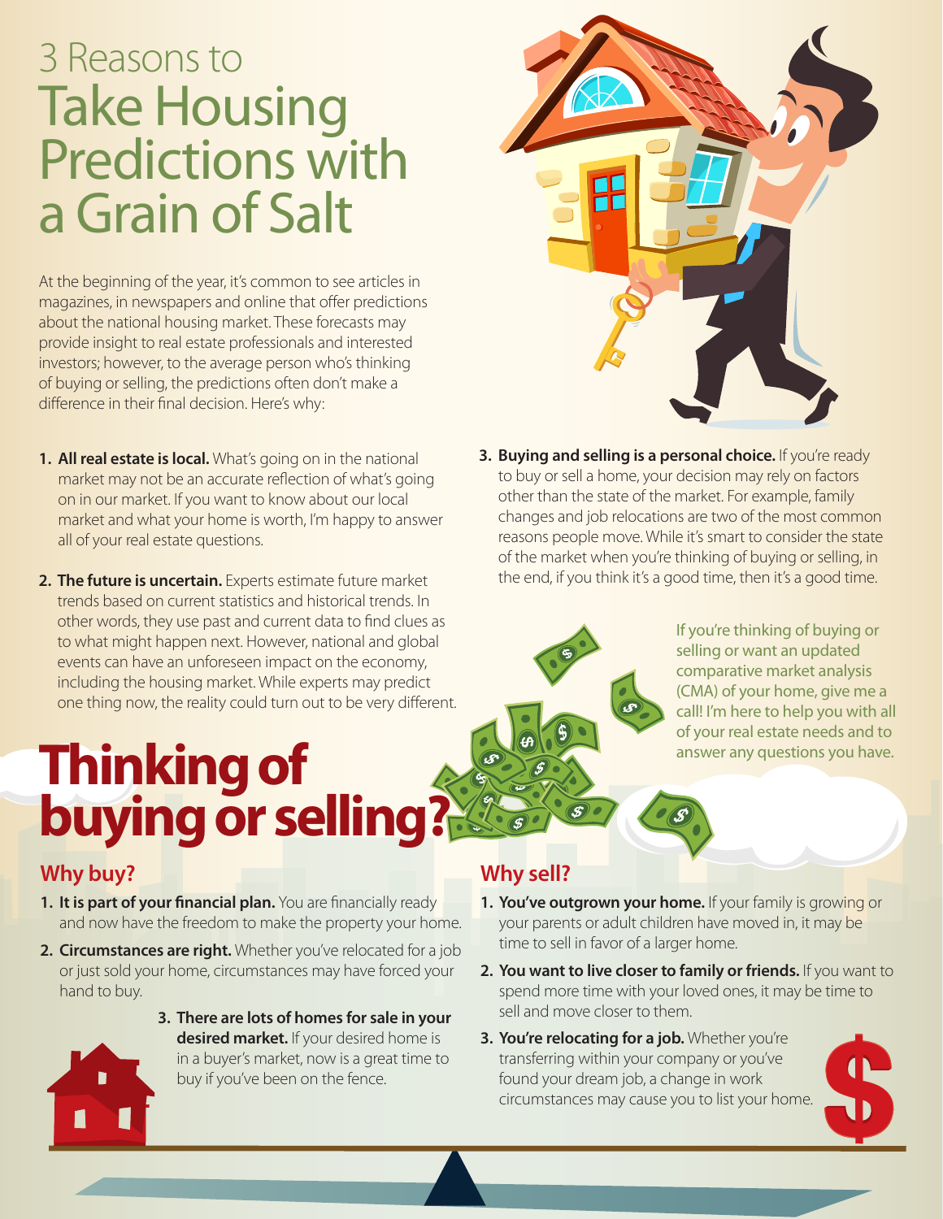# 3 Reasons to Take Housing Predictions with a Grain of Salt

At the beginning of the year, it's common to see articles in magazines, in newspapers and online that offer predictions about the national housing market. These forecasts may provide insight to real estate professionals and interested investors; however, to the average person who's thinking of buying or selling, the predictions often don't make a difference in their final decision. Here's why:

1. **All real estate is local.** What's going on in the national market may not be an accurate reflection of what's going on in our market. If you want to know about our local market and what your home is worth, I'm happy to answer all of your real estate questions.
2. **The future is uncertain.** Experts estimate future market trends based on current statistics and historical trends. In other words, they use past and current data to find clues as to what might happen next. However, national and global events can have an unforeseen impact on the economy, including the housing market. While experts may predict one thing now, the reality could turn out to be very different.
3. **Buying and selling is a personal choice.** If you're ready to buy or sell a home, your decision may rely on factors other than the state of the market. For example, family changes and job relocations are two of the most common reasons people move. While it's smart to consider the state of the market when you're thinking of buying or selling, in the end, if you think it's a good time, then it's a good time.

If you're thinking of buying or selling or want an updated comparative market analysis (CMA) of your home, give me a call! I'm here to help you with all of your real estate needs and to answer any questions you have.

# Thinking of buying or selling?

## Why buy?

1. **It is part of your financial plan.** You are financially ready and now have the freedom to make the property your home.
2. **Circumstances are right.** Whether you've relocated for a job or just sold your home, circumstances may have forced your hand to buy.
3. **There are lots of homes for sale in your desired market.** If your desired home is in a buyer's market, now is a great time to buy if you've been on the fence.

## Why sell?

1. **You've outgrown your home.** If your family is growing or your parents or adult children have moved in, it may be time to sell in favor of a larger home.
2. **You want to live closer to family or friends.** If you want to spend more time with your loved ones, it may be time to sell and move closer to them.
3. **You're relocating for a job.** Whether you're transferring within your company or you've found your dream job, a change in work circumstances may cause you to list your home.